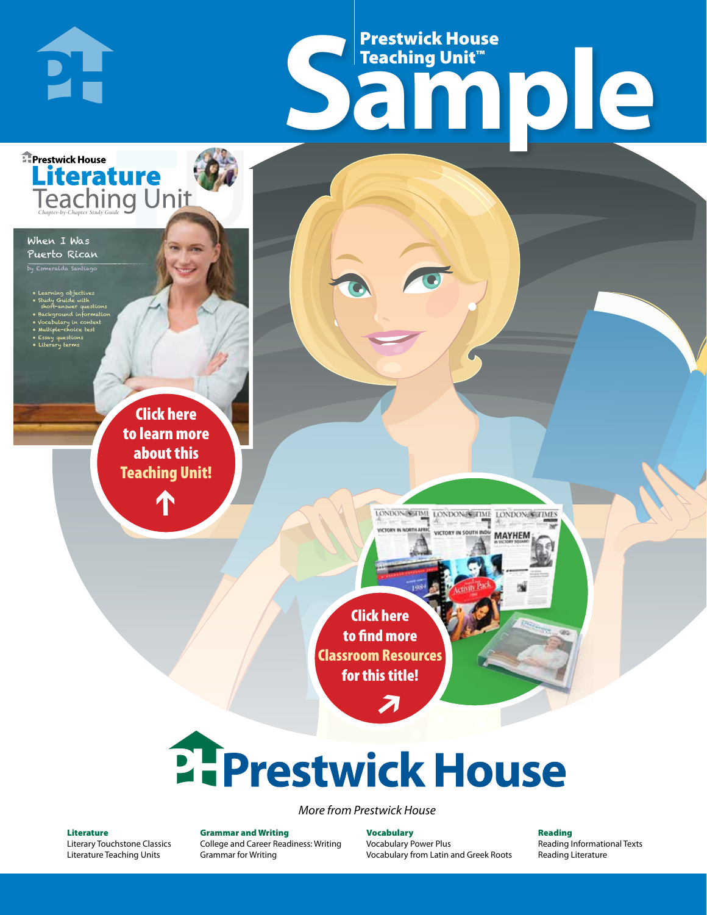# Prestwick House Teaching Unit™ Sample

Prestwick House

**Literature Teaching Unit**

*Chapter-by-Chapter Study Guide*

When I Was Puerto Rican

by Esmeralda Santiago

- Learning objectives
- Study Guide with short-answer questions
- Background information
- Vocabulary in context
- Multiple-choice test
- Essay questions
- Literary terms

Click here to learn more about this **Teaching Unit!**

Click here to find more **Classroom Resources** for this title!

# Prestwick House

*More from Prestwick House*

**Literature**
Literary Touchstone Classics
Literature Teaching Units

**Grammar and Writing**
College and Career Readiness: Writing
Grammar for Writing

**Vocabulary**
Vocabulary Power Plus
Vocabulary from Latin and Greek Roots

**Reading**
Reading Informational Texts
Reading Literature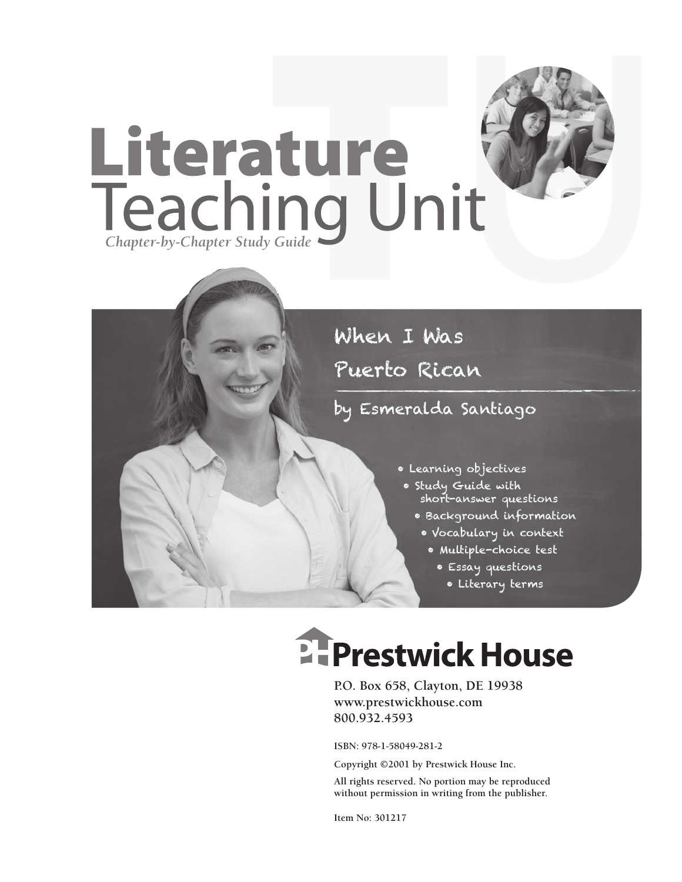# Literature
# Teaching Unit

*Chapter-by-Chapter Study Guide*

## When I Was Puerto Rican

### by Esmeralda Santiago

- Learning objectives
- Study Guide with short-answer questions
- Background information
- Vocabulary in context
- Multiple-choice test
- Essay questions
- Literary terms

**Prestwick House**

P.O. Box 658, Clayton, DE 19938
www.prestwickhouse.com
800.932.4593

ISBN: 978-1-58049-281-2

Copyright ©2001 by Prestwick House Inc.

All rights reserved. No portion may be reproduced without permission in writing from the publisher.

Item No: 301217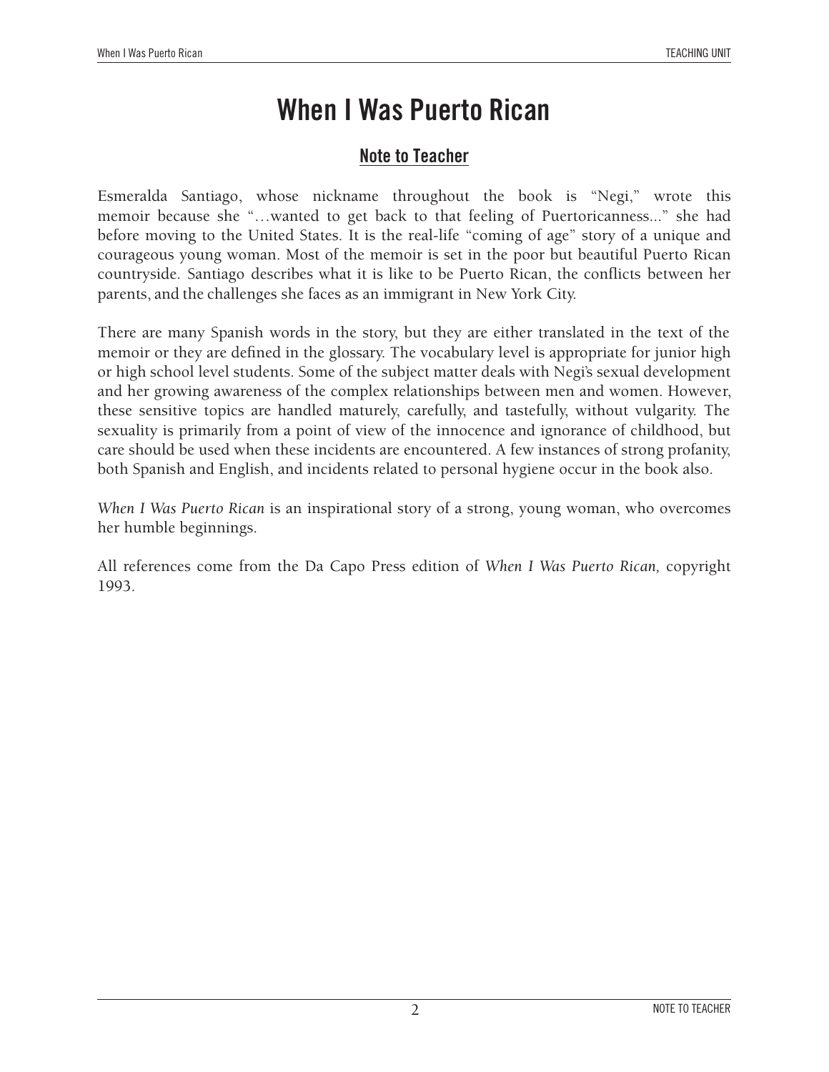# When I Was Puerto Rican

## Note to Teacher

Esmeralda Santiago, whose nickname throughout the book is “Negi,” wrote this memoir because she “…wanted to get back to that feeling of Puertoricanness...” she had before moving to the United States. It is the real-life “coming of age” story of a unique and courageous young woman. Most of the memoir is set in the poor but beautiful Puerto Rican countryside. Santiago describes what it is like to be Puerto Rican, the conflicts between her parents, and the challenges she faces as an immigrant in New York City.

There are many Spanish words in the story, but they are either translated in the text of the memoir or they are defined in the glossary. The vocabulary level is appropriate for junior high or high school level students. Some of the subject matter deals with Negi’s sexual development and her growing awareness of the complex relationships between men and women. However, these sensitive topics are handled maturely, carefully, and tastefully, without vulgarity. The sexuality is primarily from a point of view of the innocence and ignorance of childhood, but care should be used when these incidents are encountered. A few instances of strong profanity, both Spanish and English, and incidents related to personal hygiene occur in the book also.

*When I Was Puerto Rican* is an inspirational story of a strong, young woman, who overcomes her humble beginnings.

All references come from the Da Capo Press edition of *When I Was Puerto Rican,* copyright 1993.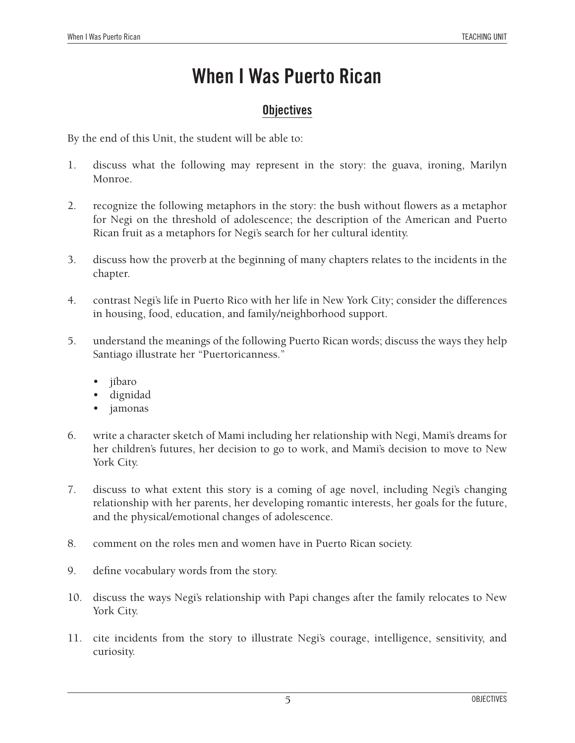# When I Was Puerto Rican

## Objectives

By the end of this Unit, the student will be able to:

1. discuss what the following may represent in the story: the guava, ironing, Marilyn Monroe.

2. recognize the following metaphors in the story: the bush without flowers as a metaphor for Negi on the threshold of adolescence; the description of the American and Puerto Rican fruit as a metaphors for Negi's search for her cultural identity.

3. discuss how the proverb at the beginning of many chapters relates to the incidents in the chapter.

4. contrast Negi's life in Puerto Rico with her life in New York City; consider the differences in housing, food, education, and family/neighborhood support.

5. understand the meanings of the following Puerto Rican words; discuss the ways they help Santiago illustrate her "Puertoricanness."

   - jíbaro
   - dignidad
   - jamonas

6. write a character sketch of Mami including her relationship with Negi, Mami's dreams for her children's futures, her decision to go to work, and Mami's decision to move to New York City.

7. discuss to what extent this story is a coming of age novel, including Negi's changing relationship with her parents, her developing romantic interests, her goals for the future, and the physical/emotional changes of adolescence.

8. comment on the roles men and women have in Puerto Rican society.

9. define vocabulary words from the story.

10. discuss the ways Negi's relationship with Papi changes after the family relocates to New York City.

11. cite incidents from the story to illustrate Negi's courage, intelligence, sensitivity, and curiosity.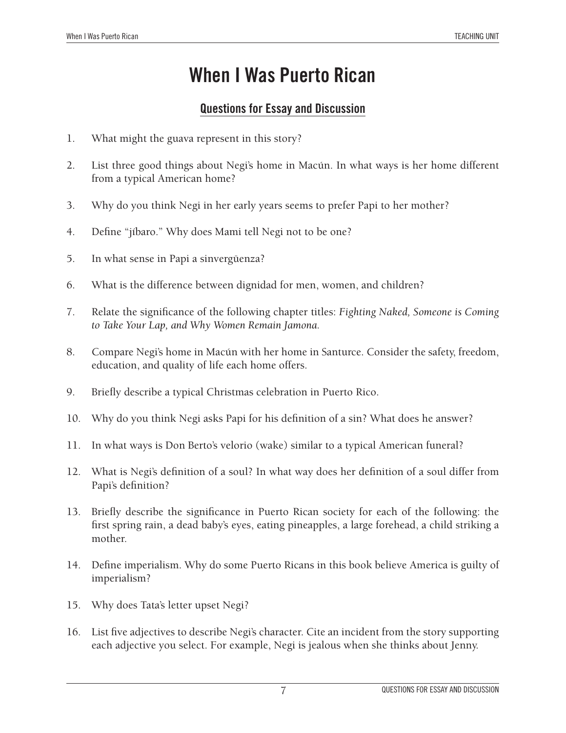# When I Was Puerto Rican

## Questions for Essay and Discussion

1. What might the guava represent in this story?

2. List three good things about Negi's home in Macún. In what ways is her home different from a typical American home?

3. Why do you think Negi in her early years seems to prefer Papi to her mother?

4. Define "jíbaro." Why does Mami tell Negi not to be one?

5. In what sense in Papi a sinvergüenza?

6. What is the difference between dignidad for men, women, and children?

7. Relate the significance of the following chapter titles: *Fighting Naked, Someone is Coming to Take Your Lap, and Why Women Remain Jamona.*

8. Compare Negi's home in Macún with her home in Santurce. Consider the safety, freedom, education, and quality of life each home offers.

9. Briefly describe a typical Christmas celebration in Puerto Rico.

10. Why do you think Negi asks Papi for his definition of a sin? What does he answer?

11. In what ways is Don Berto's velorio (wake) similar to a typical American funeral?

12. What is Negi's definition of a soul? In what way does her definition of a soul differ from Papi's definition?

13. Briefly describe the significance in Puerto Rican society for each of the following: the first spring rain, a dead baby's eyes, eating pineapples, a large forehead, a child striking a mother.

14. Define imperialism. Why do some Puerto Ricans in this book believe America is guilty of imperialism?

15. Why does Tata's letter upset Negi?

16. List five adjectives to describe Negi's character. Cite an incident from the story supporting each adjective you select. For example, Negi is jealous when she thinks about Jenny.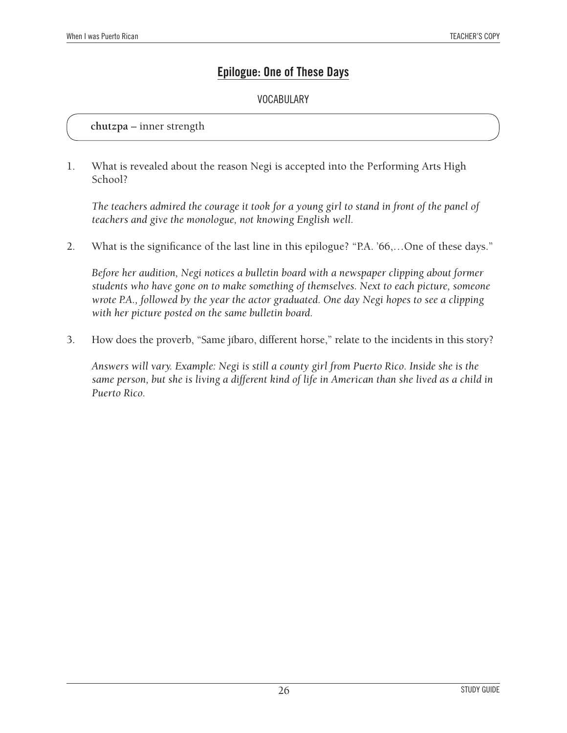## Epilogue: One of These Days

VOCABULARY

**chutzpa** – inner strength

1. What is revealed about the reason Negi is accepted into the Performing Arts High School?

   *The teachers admired the courage it took for a young girl to stand in front of the panel of teachers and give the monologue, not knowing English well.*

2. What is the significance of the last line in this epilogue? "P.A. '66,…One of these days."

   *Before her audition, Negi notices a bulletin board with a newspaper clipping about former students who have gone on to make something of themselves. Next to each picture, someone wrote P.A., followed by the year the actor graduated. One day Negi hopes to see a clipping with her picture posted on the same bulletin board.*

3. How does the proverb, "Same jíbaro, different horse," relate to the incidents in this story?

   *Answers will vary. Example: Negi is still a county girl from Puerto Rico. Inside she is the same person, but she is living a different kind of life in American than she lived as a child in Puerto Rico.*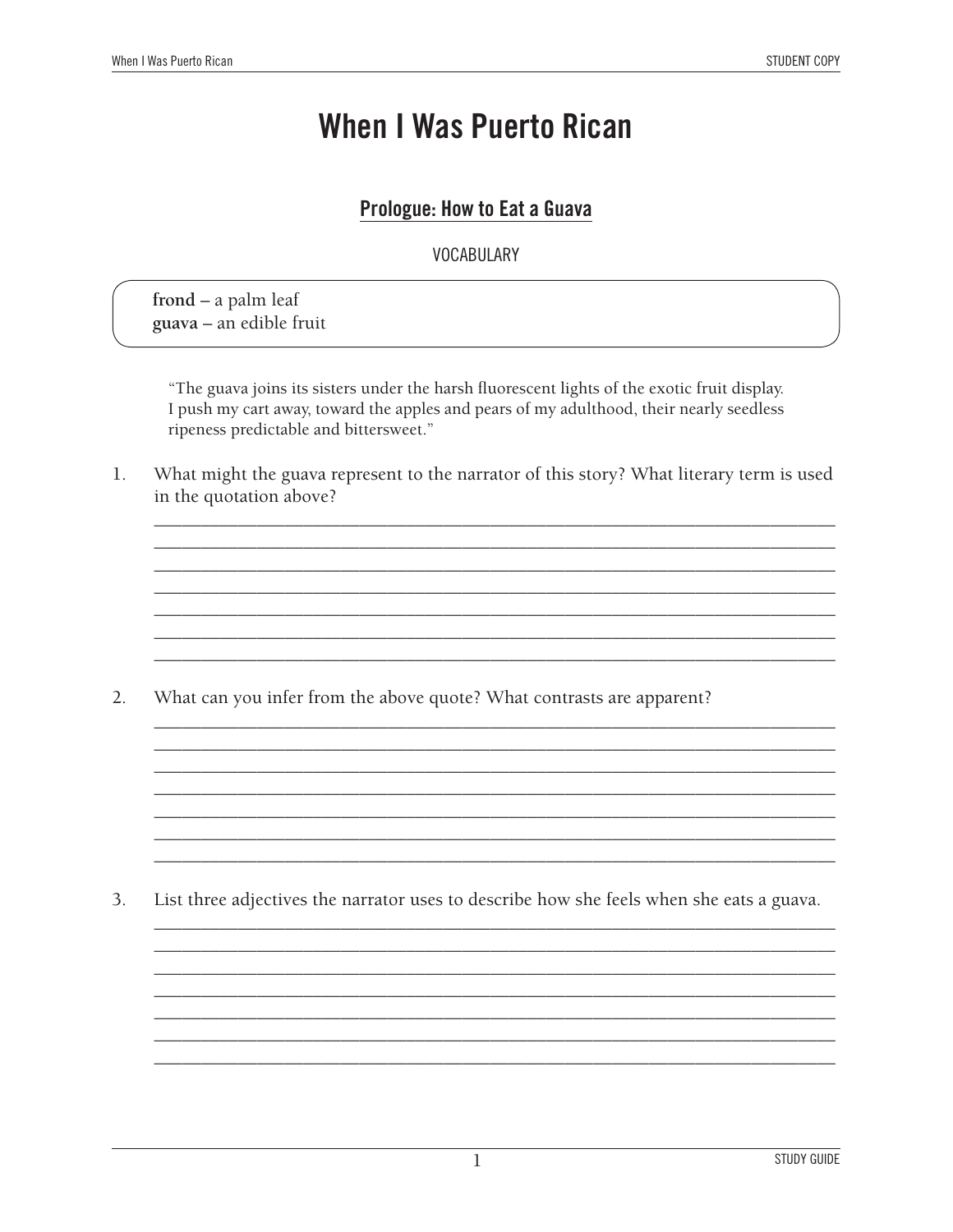# When I Was Puerto Rican

## Prologue: How to Eat a Guava

VOCABULARY

**frond** – a palm leaf
**guava** – an edible fruit

> "The guava joins its sisters under the harsh fluorescent lights of the exotic fruit display. I push my cart away, toward the apples and pears of my adulthood, their nearly seedless ripeness predictable and bittersweet."

1. What might the guava represent to the narrator of this story? What literary term is used in the quotation above?

______________________________________________________________________________
______________________________________________________________________________
______________________________________________________________________________
______________________________________________________________________________
______________________________________________________________________________
______________________________________________________________________________
______________________________________________________________________________

2. What can you infer from the above quote? What contrasts are apparent?

______________________________________________________________________________
______________________________________________________________________________
______________________________________________________________________________
______________________________________________________________________________
______________________________________________________________________________
______________________________________________________________________________
______________________________________________________________________________

3. List three adjectives the narrator uses to describe how she feels when she eats a guava.

______________________________________________________________________________
______________________________________________________________________________
______________________________________________________________________________
______________________________________________________________________________
______________________________________________________________________________
______________________________________________________________________________
______________________________________________________________________________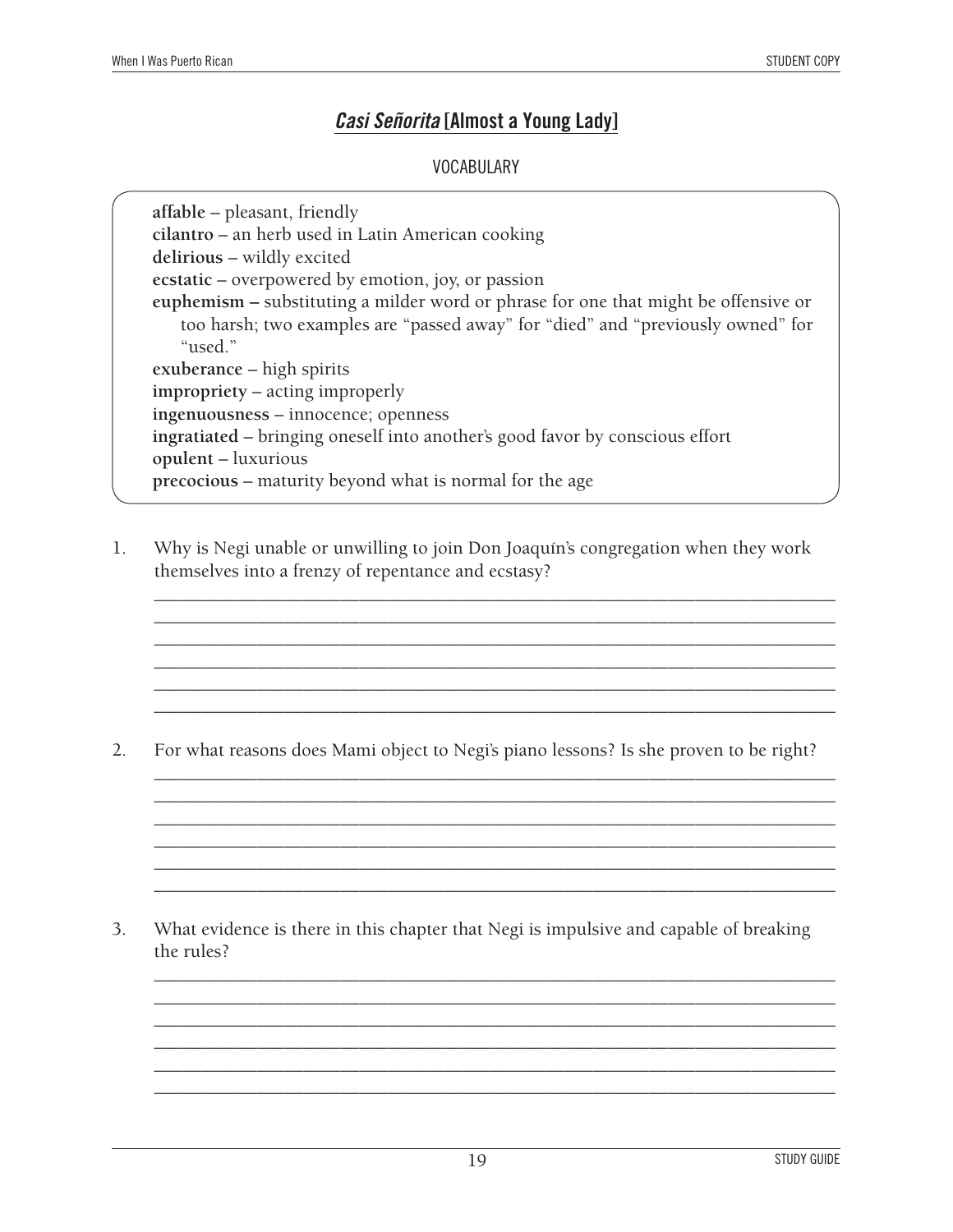## *Casi Señorita* [Almost a Young Lady]

### VOCABULARY

**affable** – pleasant, friendly
**cilantro** – an herb used in Latin American cooking
**delirious** – wildly excited
**ecstatic** – overpowered by emotion, joy, or passion
**euphemism** – substituting a milder word or phrase for one that might be offensive or too harsh; two examples are "passed away" for "died" and "previously owned" for "used."
**exuberance** – high spirits
**impropriety** – acting improperly
**ingenuousness** – innocence; openness
**ingratiated** – bringing oneself into another's good favor by conscious effort
**opulent** – luxurious
**precocious** – maturity beyond what is normal for the age

1. Why is Negi unable or unwilling to join Don Joaquín's congregation when they work themselves into a frenzy of repentance and ecstasy?

______________________________________________________________________________
______________________________________________________________________________
______________________________________________________________________________
______________________________________________________________________________
______________________________________________________________________________
______________________________________________________________________________

2. For what reasons does Mami object to Negi's piano lessons? Is she proven to be right?

______________________________________________________________________________
______________________________________________________________________________
______________________________________________________________________________
______________________________________________________________________________
______________________________________________________________________________
______________________________________________________________________________

3. What evidence is there in this chapter that Negi is impulsive and capable of breaking the rules?

______________________________________________________________________________
______________________________________________________________________________
______________________________________________________________________________
______________________________________________________________________________
______________________________________________________________________________
______________________________________________________________________________